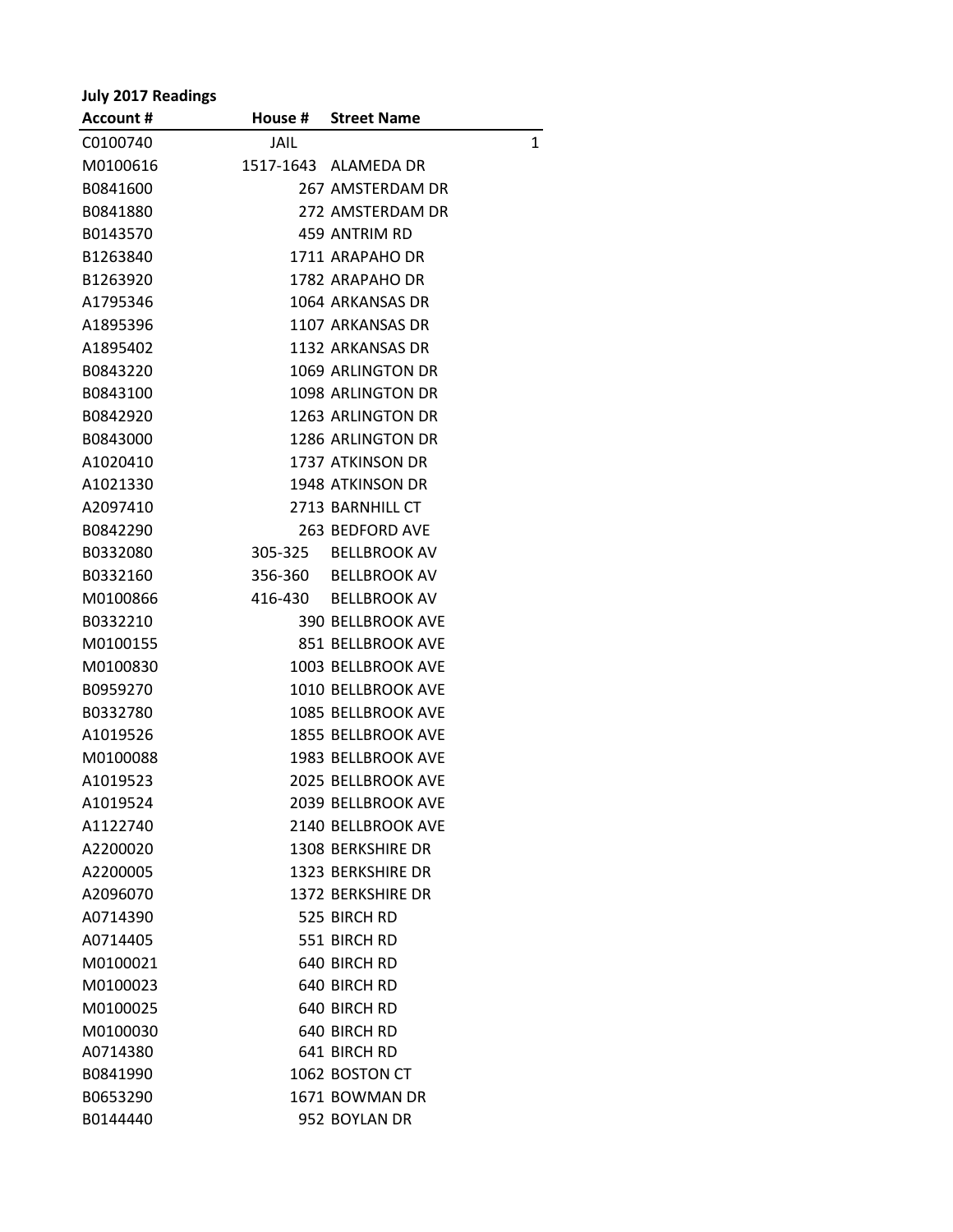**July 2017 Readings**

| Account # | House # | Street Name | |
|---|---|---|---|
| C0100740 | JAIL | | 1 |
| M0100616 | 1517-1643 | ALAMEDA DR | |
| B0841600 | 267 | AMSTERDAM DR | |
| B0841880 | 272 | AMSTERDAM DR | |
| B0143570 | 459 | ANTRIM RD | |
| B1263840 | 1711 | ARAPAHO DR | |
| B1263920 | 1782 | ARAPAHO DR | |
| A1795346 | 1064 | ARKANSAS DR | |
| A1895396 | 1107 | ARKANSAS DR | |
| A1895402 | 1132 | ARKANSAS DR | |
| B0843220 | 1069 | ARLINGTON DR | |
| B0843100 | 1098 | ARLINGTON DR | |
| B0842920 | 1263 | ARLINGTON DR | |
| B0843000 | 1286 | ARLINGTON DR | |
| A1020410 | 1737 | ATKINSON DR | |
| A1021330 | 1948 | ATKINSON DR | |
| A2097410 | 2713 | BARNHILL CT | |
| B0842290 | 263 | BEDFORD AVE | |
| B0332080 | 305-325 | BELLBROOK AV | |
| B0332160 | 356-360 | BELLBROOK AV | |
| M0100866 | 416-430 | BELLBROOK AV | |
| B0332210 | 390 | BELLBROOK AVE | |
| M0100155 | 851 | BELLBROOK AVE | |
| M0100830 | 1003 | BELLBROOK AVE | |
| B0959270 | 1010 | BELLBROOK AVE | |
| B0332780 | 1085 | BELLBROOK AVE | |
| A1019526 | 1855 | BELLBROOK AVE | |
| M0100088 | 1983 | BELLBROOK AVE | |
| A1019523 | 2025 | BELLBROOK AVE | |
| A1019524 | 2039 | BELLBROOK AVE | |
| A1122740 | 2140 | BELLBROOK AVE | |
| A2200020 | 1308 | BERKSHIRE DR | |
| A2200005 | 1323 | BERKSHIRE DR | |
| A2096070 | 1372 | BERKSHIRE DR | |
| A0714390 | 525 | BIRCH RD | |
| A0714405 | 551 | BIRCH RD | |
| M0100021 | 640 | BIRCH RD | |
| M0100023 | 640 | BIRCH RD | |
| M0100025 | 640 | BIRCH RD | |
| M0100030 | 640 | BIRCH RD | |
| A0714380 | 641 | BIRCH RD | |
| B0841990 | 1062 | BOSTON CT | |
| B0653290 | 1671 | BOWMAN DR | |
| B0144440 | 952 | BOYLAN DR | |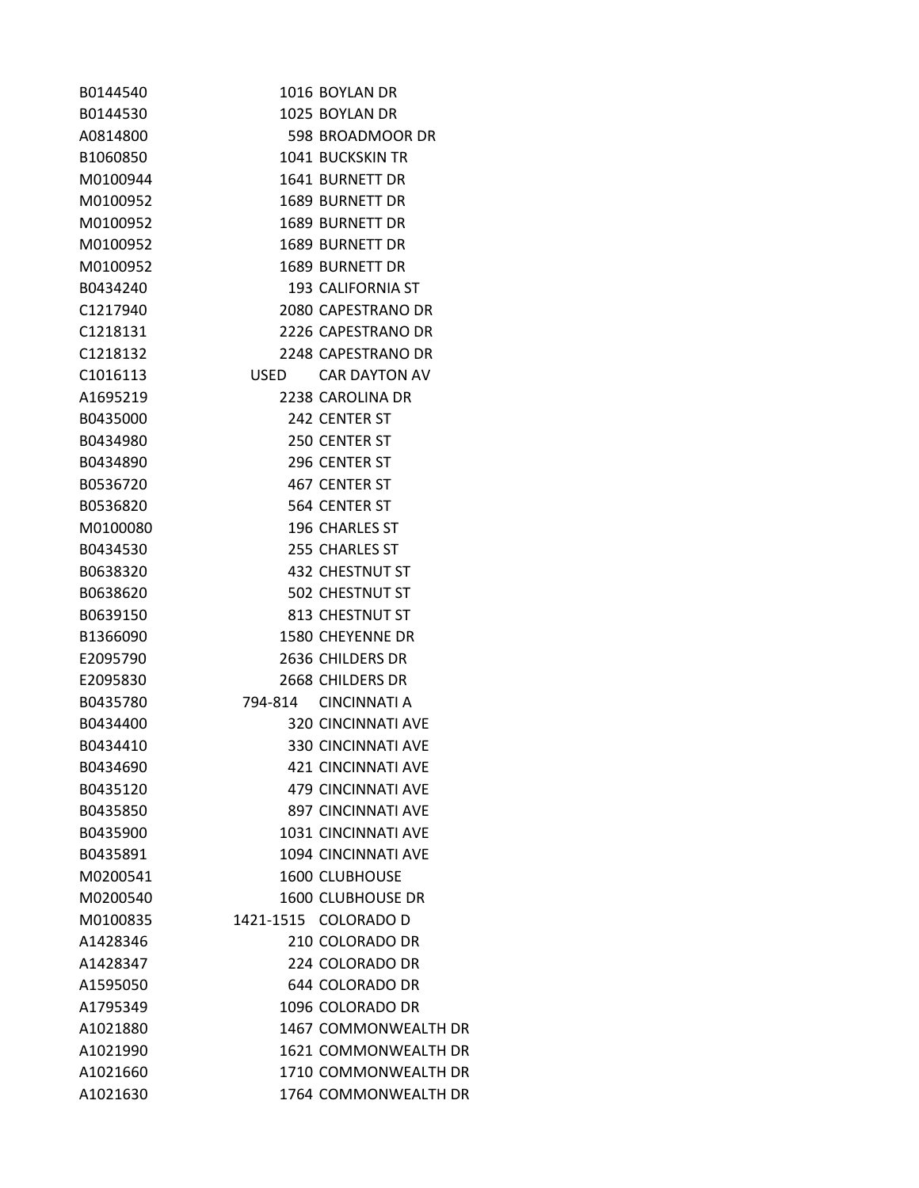| | | |
|---|---|---|
| B0144540 | 1016 | BOYLAN DR |
| B0144530 | 1025 | BOYLAN DR |
| A0814800 | 598 | BROADMOOR DR |
| B1060850 | 1041 | BUCKSKIN TR |
| M0100944 | 1641 | BURNETT DR |
| M0100952 | 1689 | BURNETT DR |
| M0100952 | 1689 | BURNETT DR |
| M0100952 | 1689 | BURNETT DR |
| M0100952 | 1689 | BURNETT DR |
| B0434240 | 193 | CALIFORNIA ST |
| C1217940 | 2080 | CAPESTRANO DR |
| C1218131 | 2226 | CAPESTRANO DR |
| C1218132 | 2248 | CAPESTRANO DR |
| C1016113 | USED | CAR DAYTON AV |
| A1695219 | 2238 | CAROLINA DR |
| B0435000 | 242 | CENTER ST |
| B0434980 | 250 | CENTER ST |
| B0434890 | 296 | CENTER ST |
| B0536720 | 467 | CENTER ST |
| B0536820 | 564 | CENTER ST |
| M0100080 | 196 | CHARLES ST |
| B0434530 | 255 | CHARLES ST |
| B0638320 | 432 | CHESTNUT ST |
| B0638620 | 502 | CHESTNUT ST |
| B0639150 | 813 | CHESTNUT ST |
| B1366090 | 1580 | CHEYENNE DR |
| E2095790 | 2636 | CHILDERS DR |
| E2095830 | 2668 | CHILDERS DR |
| B0435780 | 794-814 | CINCINNATI A |
| B0434400 | 320 | CINCINNATI AVE |
| B0434410 | 330 | CINCINNATI AVE |
| B0434690 | 421 | CINCINNATI AVE |
| B0435120 | 479 | CINCINNATI AVE |
| B0435850 | 897 | CINCINNATI AVE |
| B0435900 | 1031 | CINCINNATI AVE |
| B0435891 | 1094 | CINCINNATI AVE |
| M0200541 | 1600 | CLUBHOUSE |
| M0200540 | 1600 | CLUBHOUSE DR |
| M0100835 | 1421-1515 | COLORADO D |
| A1428346 | 210 | COLORADO DR |
| A1428347 | 224 | COLORADO DR |
| A1595050 | 644 | COLORADO DR |
| A1795349 | 1096 | COLORADO DR |
| A1021880 | 1467 | COMMONWEALTH DR |
| A1021990 | 1621 | COMMONWEALTH DR |
| A1021660 | 1710 | COMMONWEALTH DR |
| A1021630 | 1764 | COMMONWEALTH DR |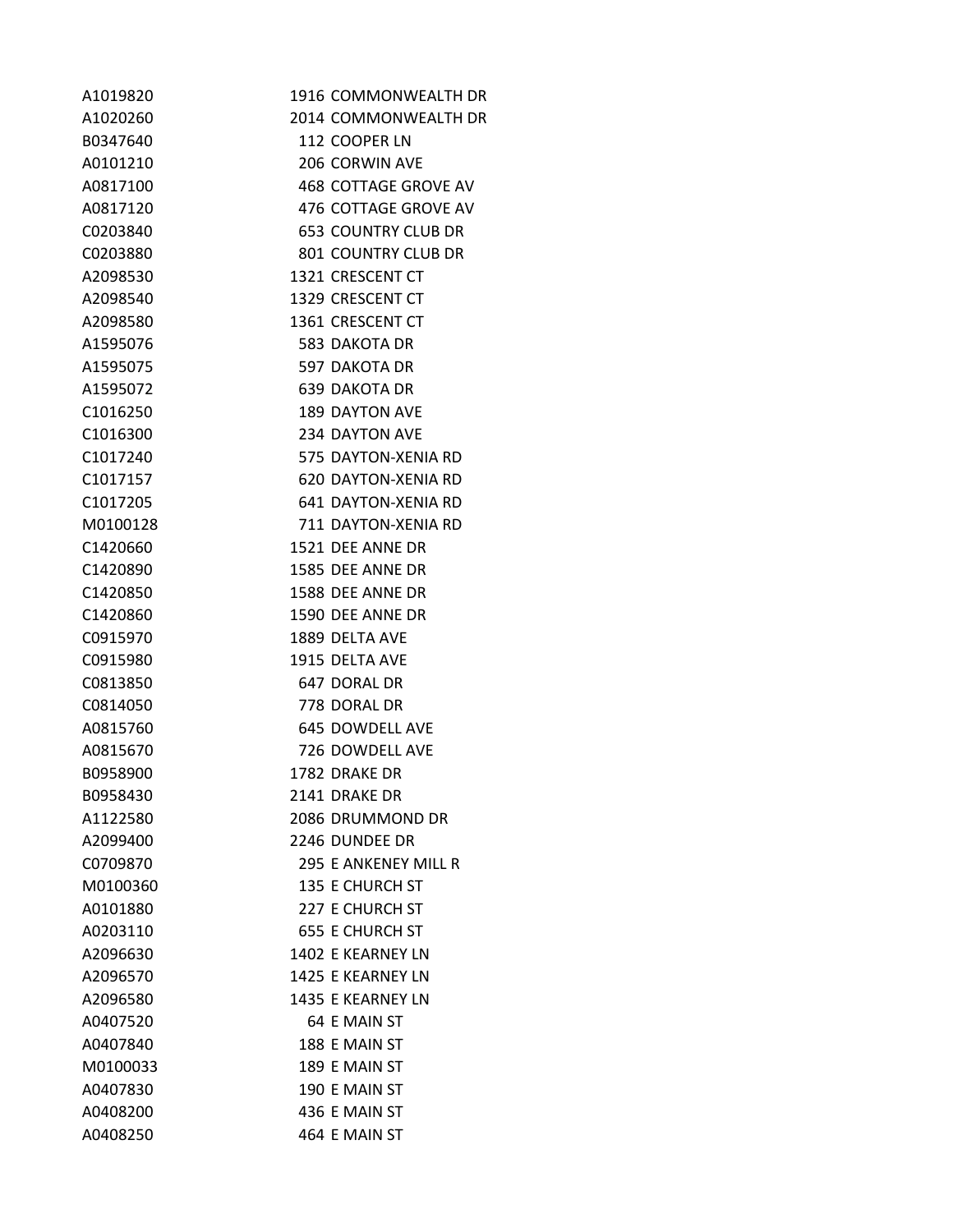| | |
|---|---|
| A1019820 | 1916 COMMONWEALTH DR |
| A1020260 | 2014 COMMONWEALTH DR |
| B0347640 | 112 COOPER LN |
| A0101210 | 206 CORWIN AVE |
| A0817100 | 468 COTTAGE GROVE AV |
| A0817120 | 476 COTTAGE GROVE AV |
| C0203840 | 653 COUNTRY CLUB DR |
| C0203880 | 801 COUNTRY CLUB DR |
| A2098530 | 1321 CRESCENT CT |
| A2098540 | 1329 CRESCENT CT |
| A2098580 | 1361 CRESCENT CT |
| A1595076 | 583 DAKOTA DR |
| A1595075 | 597 DAKOTA DR |
| A1595072 | 639 DAKOTA DR |
| C1016250 | 189 DAYTON AVE |
| C1016300 | 234 DAYTON AVE |
| C1017240 | 575 DAYTON-XENIA RD |
| C1017157 | 620 DAYTON-XENIA RD |
| C1017205 | 641 DAYTON-XENIA RD |
| M0100128 | 711 DAYTON-XENIA RD |
| C1420660 | 1521 DEE ANNE DR |
| C1420890 | 1585 DEE ANNE DR |
| C1420850 | 1588 DEE ANNE DR |
| C1420860 | 1590 DEE ANNE DR |
| C0915970 | 1889 DELTA AVE |
| C0915980 | 1915 DELTA AVE |
| C0813850 | 647 DORAL DR |
| C0814050 | 778 DORAL DR |
| A0815760 | 645 DOWDELL AVE |
| A0815670 | 726 DOWDELL AVE |
| B0958900 | 1782 DRAKE DR |
| B0958430 | 2141 DRAKE DR |
| A1122580 | 2086 DRUMMOND DR |
| A2099400 | 2246 DUNDEE DR |
| C0709870 | 295 E ANKENEY MILL R |
| M0100360 | 135 E CHURCH ST |
| A0101880 | 227 E CHURCH ST |
| A0203110 | 655 E CHURCH ST |
| A2096630 | 1402 E KEARNEY LN |
| A2096570 | 1425 E KEARNEY LN |
| A2096580 | 1435 E KEARNEY LN |
| A0407520 | 64 E MAIN ST |
| A0407840 | 188 E MAIN ST |
| M0100033 | 189 E MAIN ST |
| A0407830 | 190 E MAIN ST |
| A0408200 | 436 E MAIN ST |
| A0408250 | 464 E MAIN ST |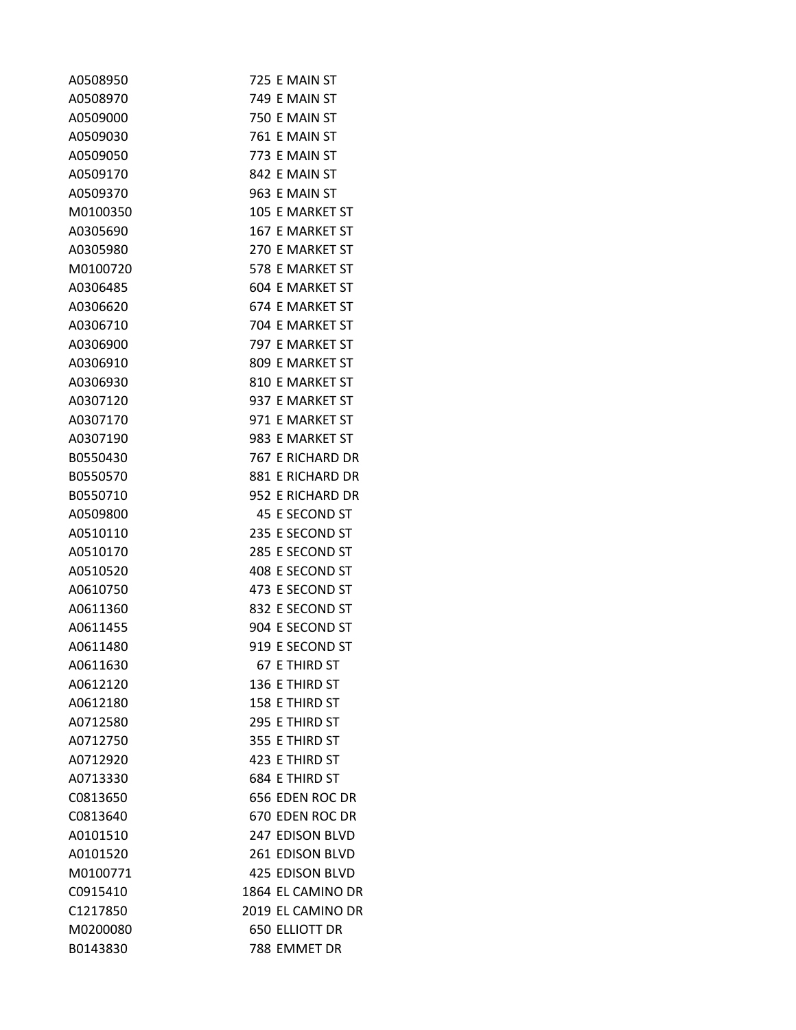| | | |
|---|---|---|
| A0508950 | 725 | E MAIN ST |
| A0508970 | 749 | E MAIN ST |
| A0509000 | 750 | E MAIN ST |
| A0509030 | 761 | E MAIN ST |
| A0509050 | 773 | E MAIN ST |
| A0509170 | 842 | E MAIN ST |
| A0509370 | 963 | E MAIN ST |
| M0100350 | 105 | E MARKET ST |
| A0305690 | 167 | E MARKET ST |
| A0305980 | 270 | E MARKET ST |
| M0100720 | 578 | E MARKET ST |
| A0306485 | 604 | E MARKET ST |
| A0306620 | 674 | E MARKET ST |
| A0306710 | 704 | E MARKET ST |
| A0306900 | 797 | E MARKET ST |
| A0306910 | 809 | E MARKET ST |
| A0306930 | 810 | E MARKET ST |
| A0307120 | 937 | E MARKET ST |
| A0307170 | 971 | E MARKET ST |
| A0307190 | 983 | E MARKET ST |
| B0550430 | 767 | E RICHARD DR |
| B0550570 | 881 | E RICHARD DR |
| B0550710 | 952 | E RICHARD DR |
| A0509800 | 45 | E SECOND ST |
| A0510110 | 235 | E SECOND ST |
| A0510170 | 285 | E SECOND ST |
| A0510520 | 408 | E SECOND ST |
| A0610750 | 473 | E SECOND ST |
| A0611360 | 832 | E SECOND ST |
| A0611455 | 904 | E SECOND ST |
| A0611480 | 919 | E SECOND ST |
| A0611630 | 67 | E THIRD ST |
| A0612120 | 136 | E THIRD ST |
| A0612180 | 158 | E THIRD ST |
| A0712580 | 295 | E THIRD ST |
| A0712750 | 355 | E THIRD ST |
| A0712920 | 423 | E THIRD ST |
| A0713330 | 684 | E THIRD ST |
| C0813650 | 656 | EDEN ROC DR |
| C0813640 | 670 | EDEN ROC DR |
| A0101510 | 247 | EDISON BLVD |
| A0101520 | 261 | EDISON BLVD |
| M0100771 | 425 | EDISON BLVD |
| C0915410 | 1864 | EL CAMINO DR |
| C1217850 | 2019 | EL CAMINO DR |
| M0200080 | 650 | ELLIOTT DR |
| B0143830 | 788 | EMMET DR |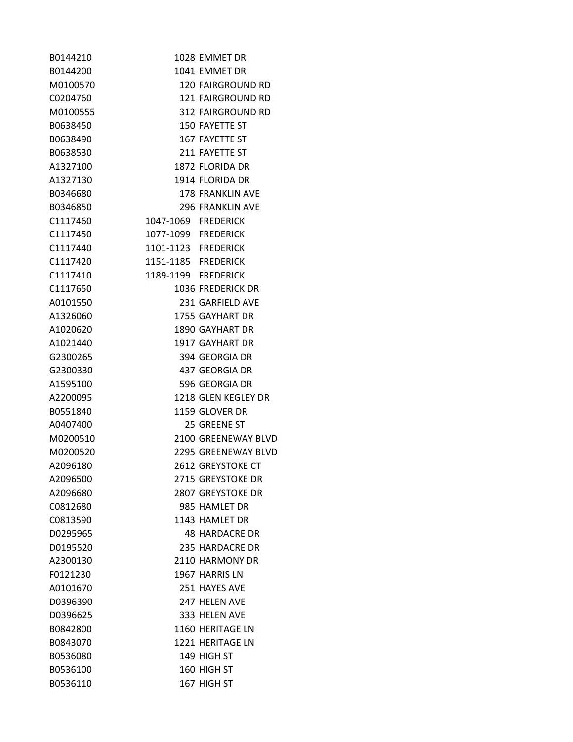| | | |
|---|---|---|
| B0144210 | 1028 | EMMET DR |
| B0144200 | 1041 | EMMET DR |
| M0100570 | 120 | FAIRGROUND RD |
| C0204760 | 121 | FAIRGROUND RD |
| M0100555 | 312 | FAIRGROUND RD |
| B0638450 | 150 | FAYETTE ST |
| B0638490 | 167 | FAYETTE ST |
| B0638530 | 211 | FAYETTE ST |
| A1327100 | 1872 | FLORIDA DR |
| A1327130 | 1914 | FLORIDA DR |
| B0346680 | 178 | FRANKLIN AVE |
| B0346850 | 296 | FRANKLIN AVE |
| C1117460 | 1047-1069 | FREDERICK |
| C1117450 | 1077-1099 | FREDERICK |
| C1117440 | 1101-1123 | FREDERICK |
| C1117420 | 1151-1185 | FREDERICK |
| C1117410 | 1189-1199 | FREDERICK |
| C1117650 | 1036 | FREDERICK DR |
| A0101550 | 231 | GARFIELD AVE |
| A1326060 | 1755 | GAYHART DR |
| A1020620 | 1890 | GAYHART DR |
| A1021440 | 1917 | GAYHART DR |
| G2300265 | 394 | GEORGIA DR |
| G2300330 | 437 | GEORGIA DR |
| A1595100 | 596 | GEORGIA DR |
| A2200095 | 1218 | GLEN KEGLEY DR |
| B0551840 | 1159 | GLOVER DR |
| A0407400 | 25 | GREENE ST |
| M0200510 | 2100 | GREENEWAY BLVD |
| M0200520 | 2295 | GREENEWAY BLVD |
| A2096180 | 2612 | GREYSTOKE CT |
| A2096500 | 2715 | GREYSTOKE DR |
| A2096680 | 2807 | GREYSTOKE DR |
| C0812680 | 985 | HAMLET DR |
| C0813590 | 1143 | HAMLET DR |
| D0295965 | 48 | HARDACRE DR |
| D0195520 | 235 | HARDACRE DR |
| A2300130 | 2110 | HARMONY DR |
| F0121230 | 1967 | HARRIS LN |
| A0101670 | 251 | HAYES AVE |
| D0396390 | 247 | HELEN AVE |
| D0396625 | 333 | HELEN AVE |
| B0842800 | 1160 | HERITAGE LN |
| B0843070 | 1221 | HERITAGE LN |
| B0536080 | 149 | HIGH ST |
| B0536100 | 160 | HIGH ST |
| B0536110 | 167 | HIGH ST |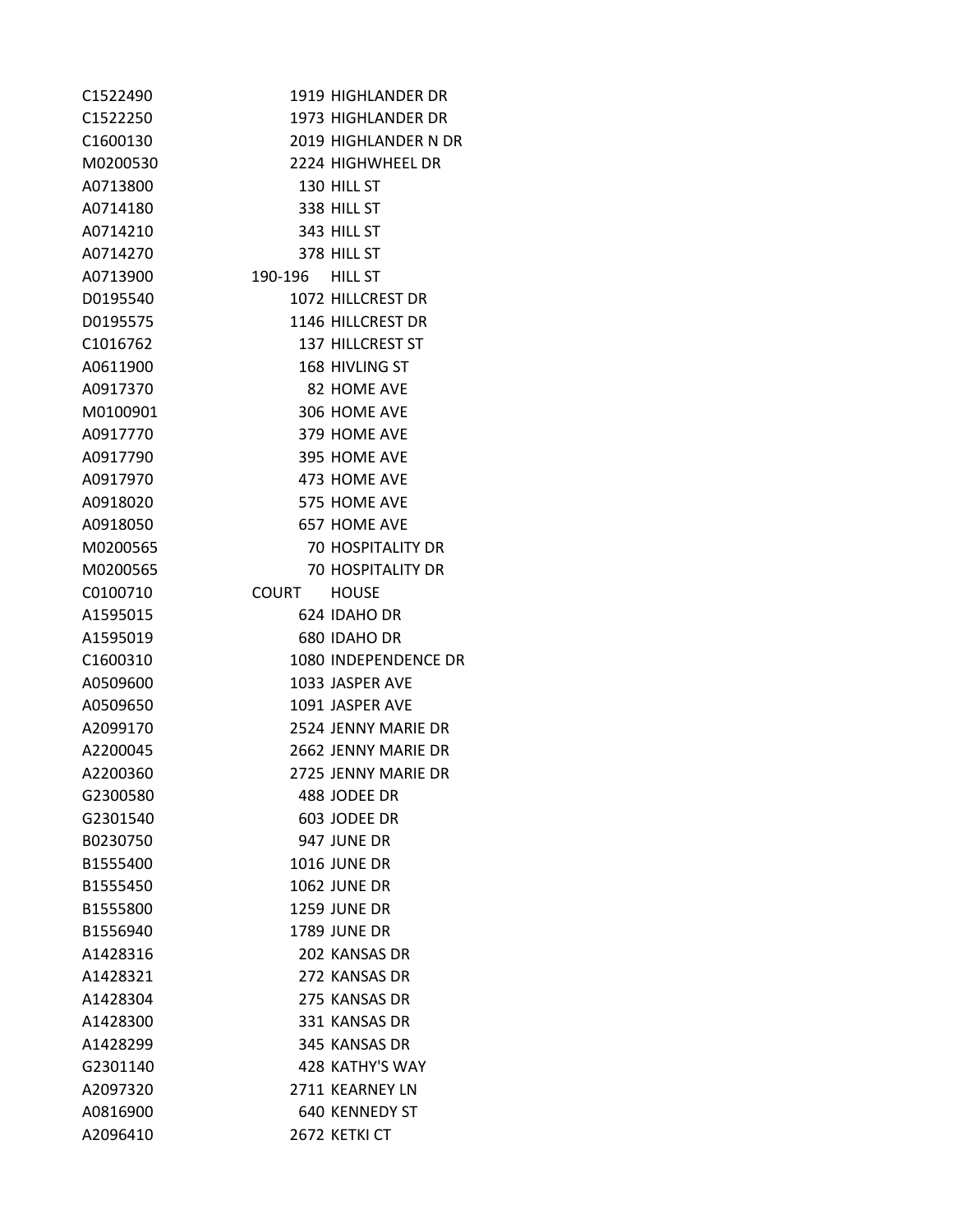| | | |
|---|---|---|
| C1522490 | 1919 | HIGHLANDER DR |
| C1522250 | 1973 | HIGHLANDER DR |
| C1600130 | 2019 | HIGHLANDER N DR |
| M0200530 | 2224 | HIGHWHEEL DR |
| A0713800 | 130 | HILL ST |
| A0714180 | 338 | HILL ST |
| A0714210 | 343 | HILL ST |
| A0714270 | 378 | HILL ST |
| A0713900 | 190-196 | HILL ST |
| D0195540 | 1072 | HILLCREST DR |
| D0195575 | 1146 | HILLCREST DR |
| C1016762 | 137 | HILLCREST ST |
| A0611900 | 168 | HIVLING ST |
| A0917370 | 82 | HOME AVE |
| M0100901 | 306 | HOME AVE |
| A0917770 | 379 | HOME AVE |
| A0917790 | 395 | HOME AVE |
| A0917970 | 473 | HOME AVE |
| A0918020 | 575 | HOME AVE |
| A0918050 | 657 | HOME AVE |
| M0200565 | 70 | HOSPITALITY DR |
| M0200565 | 70 | HOSPITALITY DR |
| C0100710 | COURT | HOUSE |
| A1595015 | 624 | IDAHO DR |
| A1595019 | 680 | IDAHO DR |
| C1600310 | 1080 | INDEPENDENCE DR |
| A0509600 | 1033 | JASPER AVE |
| A0509650 | 1091 | JASPER AVE |
| A2099170 | 2524 | JENNY MARIE DR |
| A2200045 | 2662 | JENNY MARIE DR |
| A2200360 | 2725 | JENNY MARIE DR |
| G2300580 | 488 | JODEE DR |
| G2301540 | 603 | JODEE DR |
| B0230750 | 947 | JUNE DR |
| B1555400 | 1016 | JUNE DR |
| B1555450 | 1062 | JUNE DR |
| B1555800 | 1259 | JUNE DR |
| B1556940 | 1789 | JUNE DR |
| A1428316 | 202 | KANSAS DR |
| A1428321 | 272 | KANSAS DR |
| A1428304 | 275 | KANSAS DR |
| A1428300 | 331 | KANSAS DR |
| A1428299 | 345 | KANSAS DR |
| G2301140 | 428 | KATHY'S WAY |
| A2097320 | 2711 | KEARNEY LN |
| A0816900 | 640 | KENNEDY ST |
| A2096410 | 2672 | KETKI CT |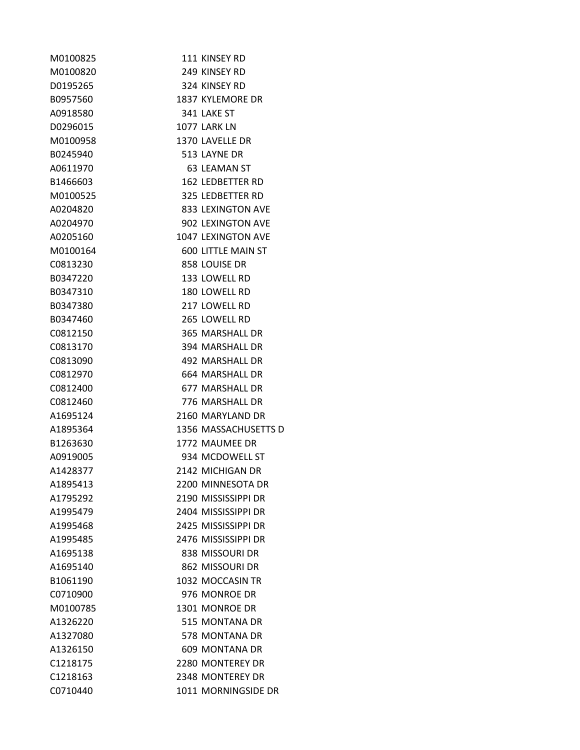| | |
|---|---|
| M0100825 | 111 KINSEY RD |
| M0100820 | 249 KINSEY RD |
| D0195265 | 324 KINSEY RD |
| B0957560 | 1837 KYLEMORE DR |
| A0918580 | 341 LAKE ST |
| D0296015 | 1077 LARK LN |
| M0100958 | 1370 LAVELLE DR |
| B0245940 | 513 LAYNE DR |
| A0611970 | 63 LEAMAN ST |
| B1466603 | 162 LEDBETTER RD |
| M0100525 | 325 LEDBETTER RD |
| A0204820 | 833 LEXINGTON AVE |
| A0204970 | 902 LEXINGTON AVE |
| A0205160 | 1047 LEXINGTON AVE |
| M0100164 | 600 LITTLE MAIN ST |
| C0813230 | 858 LOUISE DR |
| B0347220 | 133 LOWELL RD |
| B0347310 | 180 LOWELL RD |
| B0347380 | 217 LOWELL RD |
| B0347460 | 265 LOWELL RD |
| C0812150 | 365 MARSHALL DR |
| C0813170 | 394 MARSHALL DR |
| C0813090 | 492 MARSHALL DR |
| C0812970 | 664 MARSHALL DR |
| C0812400 | 677 MARSHALL DR |
| C0812460 | 776 MARSHALL DR |
| A1695124 | 2160 MARYLAND DR |
| A1895364 | 1356 MASSACHUSETTS D |
| B1263630 | 1772 MAUMEE DR |
| A0919005 | 934 MCDOWELL ST |
| A1428377 | 2142 MICHIGAN DR |
| A1895413 | 2200 MINNESOTA DR |
| A1795292 | 2190 MISSISSIPPI DR |
| A1995479 | 2404 MISSISSIPPI DR |
| A1995468 | 2425 MISSISSIPPI DR |
| A1995485 | 2476 MISSISSIPPI DR |
| A1695138 | 838 MISSOURI DR |
| A1695140 | 862 MISSOURI DR |
| B1061190 | 1032 MOCCASIN TR |
| C0710900 | 976 MONROE DR |
| M0100785 | 1301 MONROE DR |
| A1326220 | 515 MONTANA DR |
| A1327080 | 578 MONTANA DR |
| A1326150 | 609 MONTANA DR |
| C1218175 | 2280 MONTEREY DR |
| C1218163 | 2348 MONTEREY DR |
| C0710440 | 1011 MORNINGSIDE DR |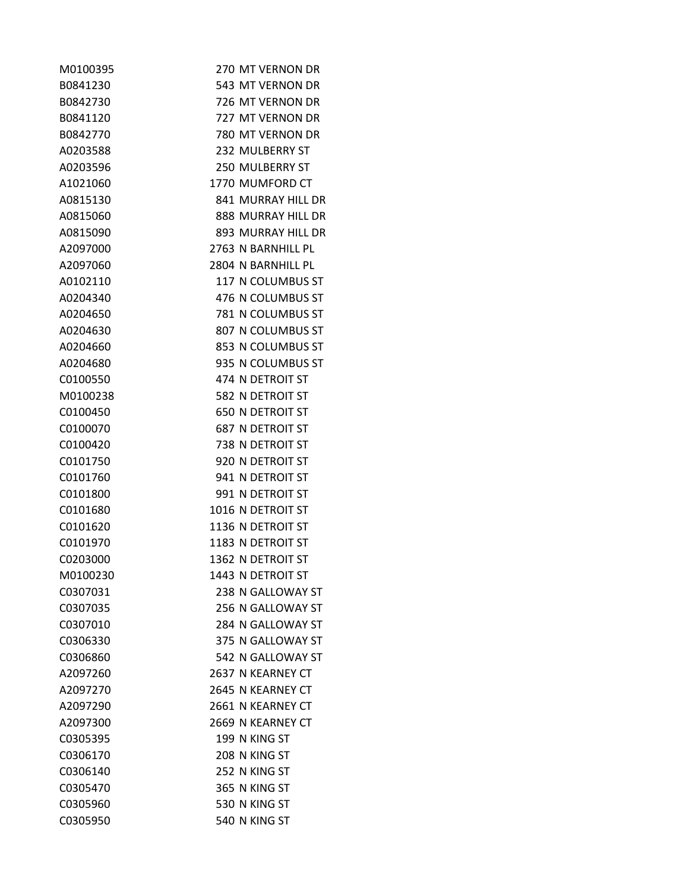| | | |
|---|---|---|
| M0100395 | 270 | MT VERNON DR |
| B0841230 | 543 | MT VERNON DR |
| B0842730 | 726 | MT VERNON DR |
| B0841120 | 727 | MT VERNON DR |
| B0842770 | 780 | MT VERNON DR |
| A0203588 | 232 | MULBERRY ST |
| A0203596 | 250 | MULBERRY ST |
| A1021060 | 1770 | MUMFORD CT |
| A0815130 | 841 | MURRAY HILL DR |
| A0815060 | 888 | MURRAY HILL DR |
| A0815090 | 893 | MURRAY HILL DR |
| A2097000 | 2763 | N BARNHILL PL |
| A2097060 | 2804 | N BARNHILL PL |
| A0102110 | 117 | N COLUMBUS ST |
| A0204340 | 476 | N COLUMBUS ST |
| A0204650 | 781 | N COLUMBUS ST |
| A0204630 | 807 | N COLUMBUS ST |
| A0204660 | 853 | N COLUMBUS ST |
| A0204680 | 935 | N COLUMBUS ST |
| C0100550 | 474 | N DETROIT ST |
| M0100238 | 582 | N DETROIT ST |
| C0100450 | 650 | N DETROIT ST |
| C0100070 | 687 | N DETROIT ST |
| C0100420 | 738 | N DETROIT ST |
| C0101750 | 920 | N DETROIT ST |
| C0101760 | 941 | N DETROIT ST |
| C0101800 | 991 | N DETROIT ST |
| C0101680 | 1016 | N DETROIT ST |
| C0101620 | 1136 | N DETROIT ST |
| C0101970 | 1183 | N DETROIT ST |
| C0203000 | 1362 | N DETROIT ST |
| M0100230 | 1443 | N DETROIT ST |
| C0307031 | 238 | N GALLOWAY ST |
| C0307035 | 256 | N GALLOWAY ST |
| C0307010 | 284 | N GALLOWAY ST |
| C0306330 | 375 | N GALLOWAY ST |
| C0306860 | 542 | N GALLOWAY ST |
| A2097260 | 2637 | N KEARNEY CT |
| A2097270 | 2645 | N KEARNEY CT |
| A2097290 | 2661 | N KEARNEY CT |
| A2097300 | 2669 | N KEARNEY CT |
| C0305395 | 199 | N KING ST |
| C0306170 | 208 | N KING ST |
| C0306140 | 252 | N KING ST |
| C0305470 | 365 | N KING ST |
| C0305960 | 530 | N KING ST |
| C0305950 | 540 | N KING ST |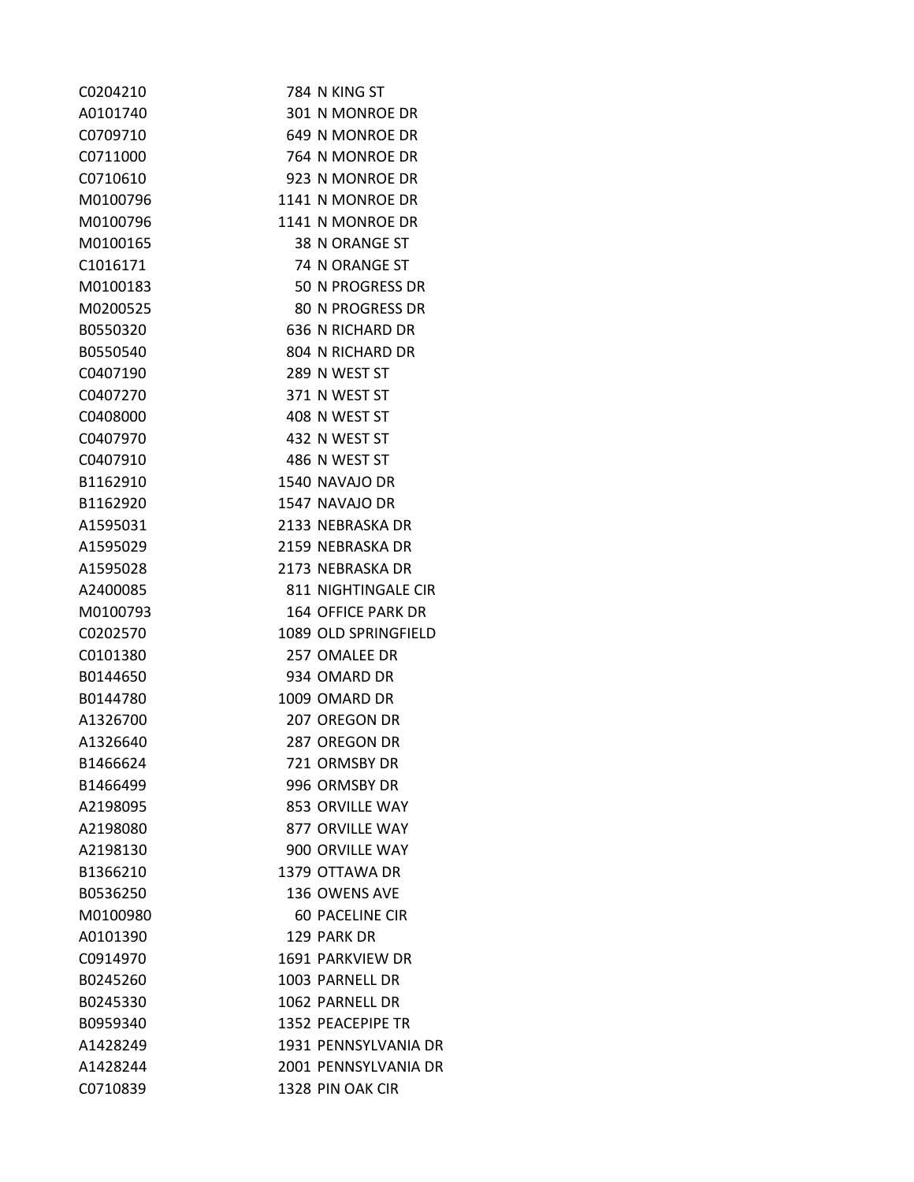| | |
|---|---|
| C0204210 | 784 N KING ST |
| A0101740 | 301 N MONROE DR |
| C0709710 | 649 N MONROE DR |
| C0711000 | 764 N MONROE DR |
| C0710610 | 923 N MONROE DR |
| M0100796 | 1141 N MONROE DR |
| M0100796 | 1141 N MONROE DR |
| M0100165 | 38 N ORANGE ST |
| C1016171 | 74 N ORANGE ST |
| M0100183 | 50 N PROGRESS DR |
| M0200525 | 80 N PROGRESS DR |
| B0550320 | 636 N RICHARD DR |
| B0550540 | 804 N RICHARD DR |
| C0407190 | 289 N WEST ST |
| C0407270 | 371 N WEST ST |
| C0408000 | 408 N WEST ST |
| C0407970 | 432 N WEST ST |
| C0407910 | 486 N WEST ST |
| B1162910 | 1540 NAVAJO DR |
| B1162920 | 1547 NAVAJO DR |
| A1595031 | 2133 NEBRASKA DR |
| A1595029 | 2159 NEBRASKA DR |
| A1595028 | 2173 NEBRASKA DR |
| A2400085 | 811 NIGHTINGALE CIR |
| M0100793 | 164 OFFICE PARK DR |
| C0202570 | 1089 OLD SPRINGFIELD |
| C0101380 | 257 OMALEE DR |
| B0144650 | 934 OMARD DR |
| B0144780 | 1009 OMARD DR |
| A1326700 | 207 OREGON DR |
| A1326640 | 287 OREGON DR |
| B1466624 | 721 ORMSBY DR |
| B1466499 | 996 ORMSBY DR |
| A2198095 | 853 ORVILLE WAY |
| A2198080 | 877 ORVILLE WAY |
| A2198130 | 900 ORVILLE WAY |
| B1366210 | 1379 OTTAWA DR |
| B0536250 | 136 OWENS AVE |
| M0100980 | 60 PACELINE CIR |
| A0101390 | 129 PARK DR |
| C0914970 | 1691 PARKVIEW DR |
| B0245260 | 1003 PARNELL DR |
| B0245330 | 1062 PARNELL DR |
| B0959340 | 1352 PEACEPIPE TR |
| A1428249 | 1931 PENNSYLVANIA DR |
| A1428244 | 2001 PENNSYLVANIA DR |
| C0710839 | 1328 PIN OAK CIR |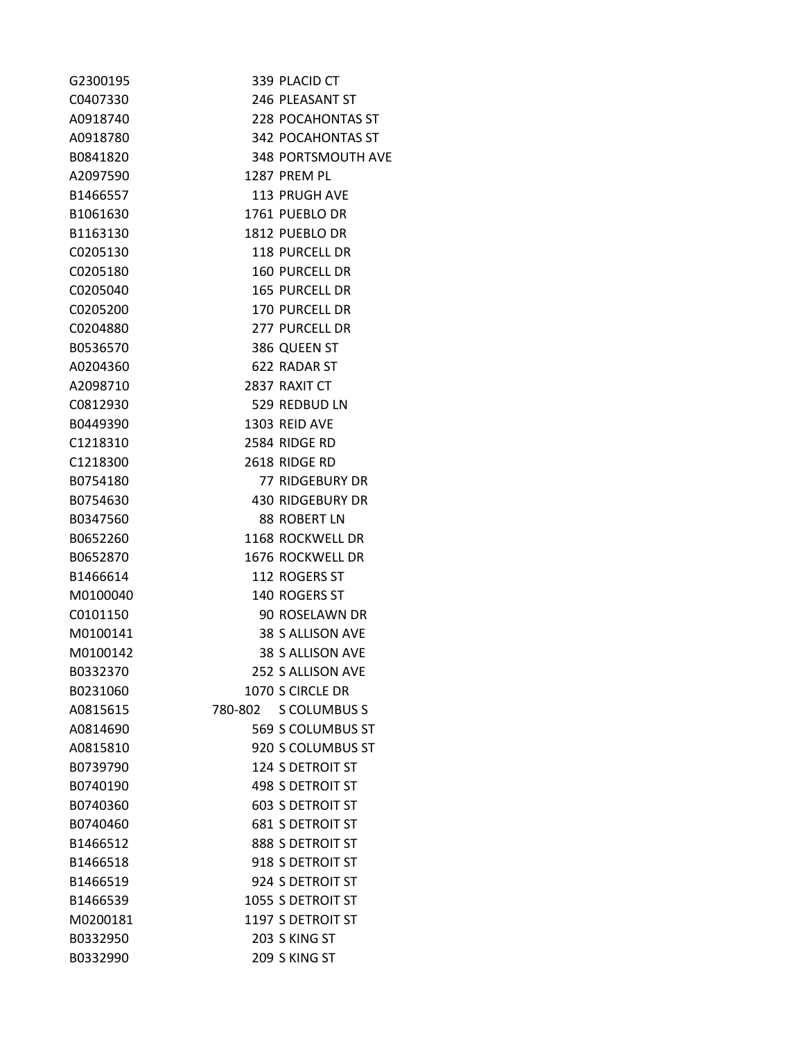| | | |
|---|---|---|
| G2300195 | 339 | PLACID CT |
| C0407330 | 246 | PLEASANT ST |
| A0918740 | 228 | POCAHONTAS ST |
| A0918780 | 342 | POCAHONTAS ST |
| B0841820 | 348 | PORTSMOUTH AVE |
| A2097590 | 1287 | PREM PL |
| B1466557 | 113 | PRUGH AVE |
| B1061630 | 1761 | PUEBLO DR |
| B1163130 | 1812 | PUEBLO DR |
| C0205130 | 118 | PURCELL DR |
| C0205180 | 160 | PURCELL DR |
| C0205040 | 165 | PURCELL DR |
| C0205200 | 170 | PURCELL DR |
| C0204880 | 277 | PURCELL DR |
| B0536570 | 386 | QUEEN ST |
| A0204360 | 622 | RADAR ST |
| A2098710 | 2837 | RAXIT CT |
| C0812930 | 529 | REDBUD LN |
| B0449390 | 1303 | REID AVE |
| C1218310 | 2584 | RIDGE RD |
| C1218300 | 2618 | RIDGE RD |
| B0754180 | 77 | RIDGEBURY DR |
| B0754630 | 430 | RIDGEBURY DR |
| B0347560 | 88 | ROBERT LN |
| B0652260 | 1168 | ROCKWELL DR |
| B0652870 | 1676 | ROCKWELL DR |
| B1466614 | 112 | ROGERS ST |
| M0100040 | 140 | ROGERS ST |
| C0101150 | 90 | ROSELAWN DR |
| M0100141 | 38 | S ALLISON AVE |
| M0100142 | 38 | S ALLISON AVE |
| B0332370 | 252 | S ALLISON AVE |
| B0231060 | 1070 | S CIRCLE DR |
| A0815615 | 780-802 | S COLUMBUS S |
| A0814690 | 569 | S COLUMBUS ST |
| A0815810 | 920 | S COLUMBUS ST |
| B0739790 | 124 | S DETROIT ST |
| B0740190 | 498 | S DETROIT ST |
| B0740360 | 603 | S DETROIT ST |
| B0740460 | 681 | S DETROIT ST |
| B1466512 | 888 | S DETROIT ST |
| B1466518 | 918 | S DETROIT ST |
| B1466519 | 924 | S DETROIT ST |
| B1466539 | 1055 | S DETROIT ST |
| M0200181 | 1197 | S DETROIT ST |
| B0332950 | 203 | S KING ST |
| B0332990 | 209 | S KING ST |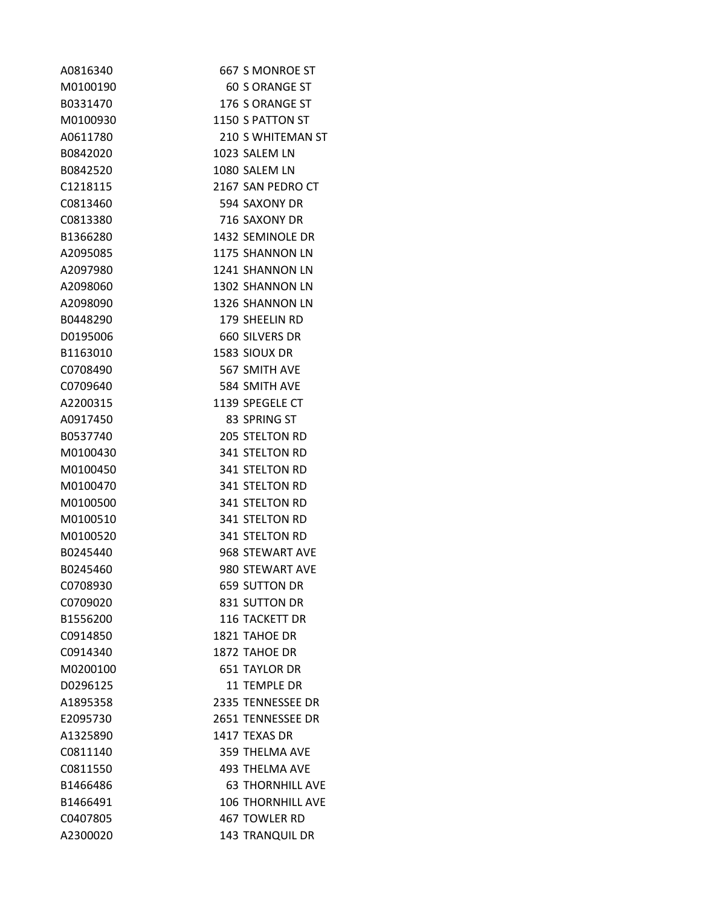| | | |
|---|---|---|
| A0816340 | 667 | S MONROE ST |
| M0100190 | 60 | S ORANGE ST |
| B0331470 | 176 | S ORANGE ST |
| M0100930 | 1150 | S PATTON ST |
| A0611780 | 210 | S WHITEMAN ST |
| B0842020 | 1023 | SALEM LN |
| B0842520 | 1080 | SALEM LN |
| C1218115 | 2167 | SAN PEDRO CT |
| C0813460 | 594 | SAXONY DR |
| C0813380 | 716 | SAXONY DR |
| B1366280 | 1432 | SEMINOLE DR |
| A2095085 | 1175 | SHANNON LN |
| A2097980 | 1241 | SHANNON LN |
| A2098060 | 1302 | SHANNON LN |
| A2098090 | 1326 | SHANNON LN |
| B0448290 | 179 | SHEELIN RD |
| D0195006 | 660 | SILVERS DR |
| B1163010 | 1583 | SIOUX DR |
| C0708490 | 567 | SMITH AVE |
| C0709640 | 584 | SMITH AVE |
| A2200315 | 1139 | SPEGELE CT |
| A0917450 | 83 | SPRING ST |
| B0537740 | 205 | STELTON RD |
| M0100430 | 341 | STELTON RD |
| M0100450 | 341 | STELTON RD |
| M0100470 | 341 | STELTON RD |
| M0100500 | 341 | STELTON RD |
| M0100510 | 341 | STELTON RD |
| M0100520 | 341 | STELTON RD |
| B0245440 | 968 | STEWART AVE |
| B0245460 | 980 | STEWART AVE |
| C0708930 | 659 | SUTTON DR |
| C0709020 | 831 | SUTTON DR |
| B1556200 | 116 | TACKETT DR |
| C0914850 | 1821 | TAHOE DR |
| C0914340 | 1872 | TAHOE DR |
| M0200100 | 651 | TAYLOR DR |
| D0296125 | 11 | TEMPLE DR |
| A1895358 | 2335 | TENNESSEE DR |
| E2095730 | 2651 | TENNESSEE DR |
| A1325890 | 1417 | TEXAS DR |
| C0811140 | 359 | THELMA AVE |
| C0811550 | 493 | THELMA AVE |
| B1466486 | 63 | THORNHILL AVE |
| B1466491 | 106 | THORNHILL AVE |
| C0407805 | 467 | TOWLER RD |
| A2300020 | 143 | TRANQUIL DR |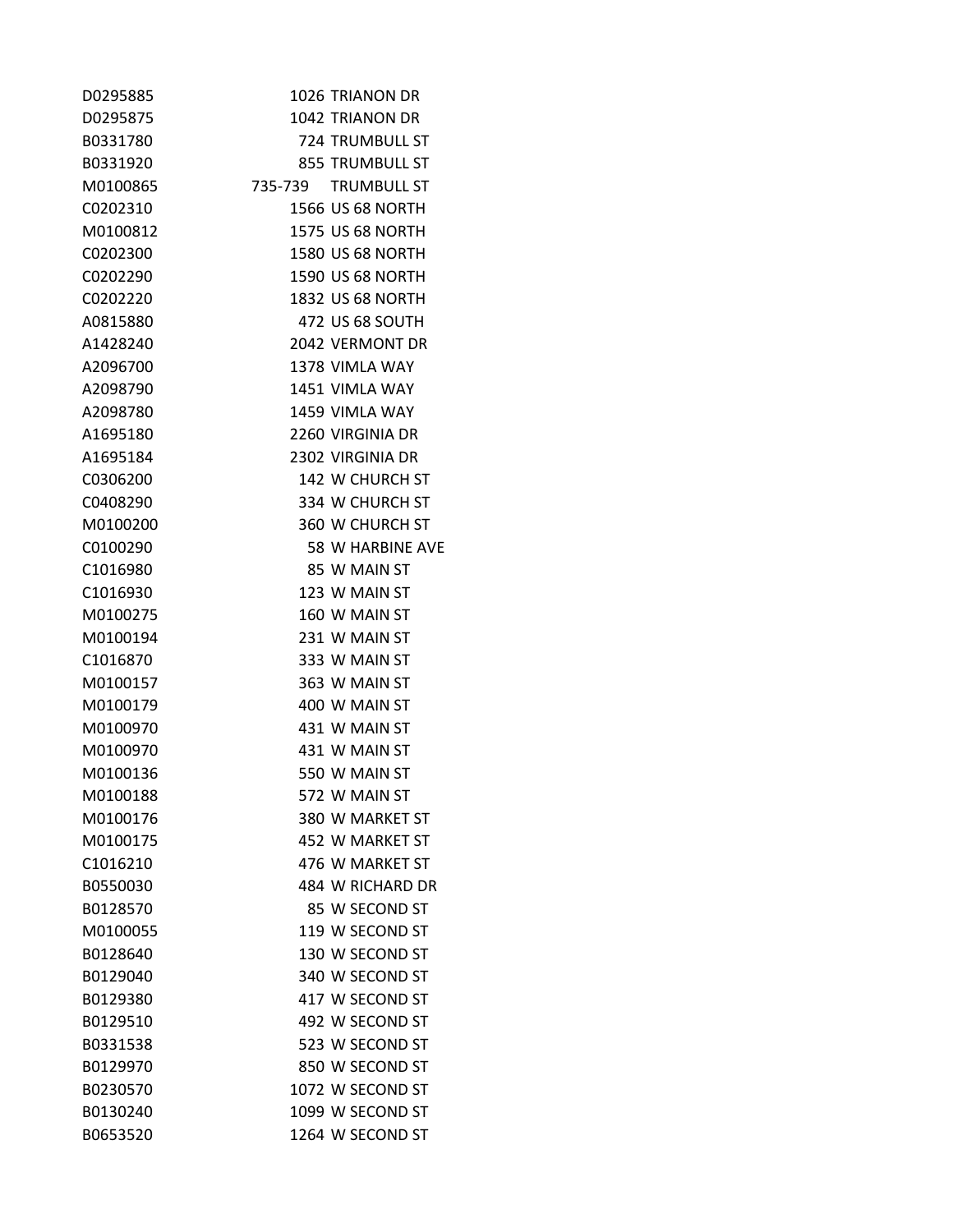| | | |
|---|---|---|
| D0295885 | 1026 | TRIANON DR |
| D0295875 | 1042 | TRIANON DR |
| B0331780 | 724 | TRUMBULL ST |
| B0331920 | 855 | TRUMBULL ST |
| M0100865 | 735-739 | TRUMBULL ST |
| C0202310 | 1566 | US 68 NORTH |
| M0100812 | 1575 | US 68 NORTH |
| C0202300 | 1580 | US 68 NORTH |
| C0202290 | 1590 | US 68 NORTH |
| C0202220 | 1832 | US 68 NORTH |
| A0815880 | 472 | US 68 SOUTH |
| A1428240 | 2042 | VERMONT DR |
| A2096700 | 1378 | VIMLA WAY |
| A2098790 | 1451 | VIMLA WAY |
| A2098780 | 1459 | VIMLA WAY |
| A1695180 | 2260 | VIRGINIA DR |
| A1695184 | 2302 | VIRGINIA DR |
| C0306200 | 142 | W CHURCH ST |
| C0408290 | 334 | W CHURCH ST |
| M0100200 | 360 | W CHURCH ST |
| C0100290 | 58 | W HARBINE AVE |
| C1016980 | 85 | W MAIN ST |
| C1016930 | 123 | W MAIN ST |
| M0100275 | 160 | W MAIN ST |
| M0100194 | 231 | W MAIN ST |
| C1016870 | 333 | W MAIN ST |
| M0100157 | 363 | W MAIN ST |
| M0100179 | 400 | W MAIN ST |
| M0100970 | 431 | W MAIN ST |
| M0100970 | 431 | W MAIN ST |
| M0100136 | 550 | W MAIN ST |
| M0100188 | 572 | W MAIN ST |
| M0100176 | 380 | W MARKET ST |
| M0100175 | 452 | W MARKET ST |
| C1016210 | 476 | W MARKET ST |
| B0550030 | 484 | W RICHARD DR |
| B0128570 | 85 | W SECOND ST |
| M0100055 | 119 | W SECOND ST |
| B0128640 | 130 | W SECOND ST |
| B0129040 | 340 | W SECOND ST |
| B0129380 | 417 | W SECOND ST |
| B0129510 | 492 | W SECOND ST |
| B0331538 | 523 | W SECOND ST |
| B0129970 | 850 | W SECOND ST |
| B0230570 | 1072 | W SECOND ST |
| B0130240 | 1099 | W SECOND ST |
| B0653520 | 1264 | W SECOND ST |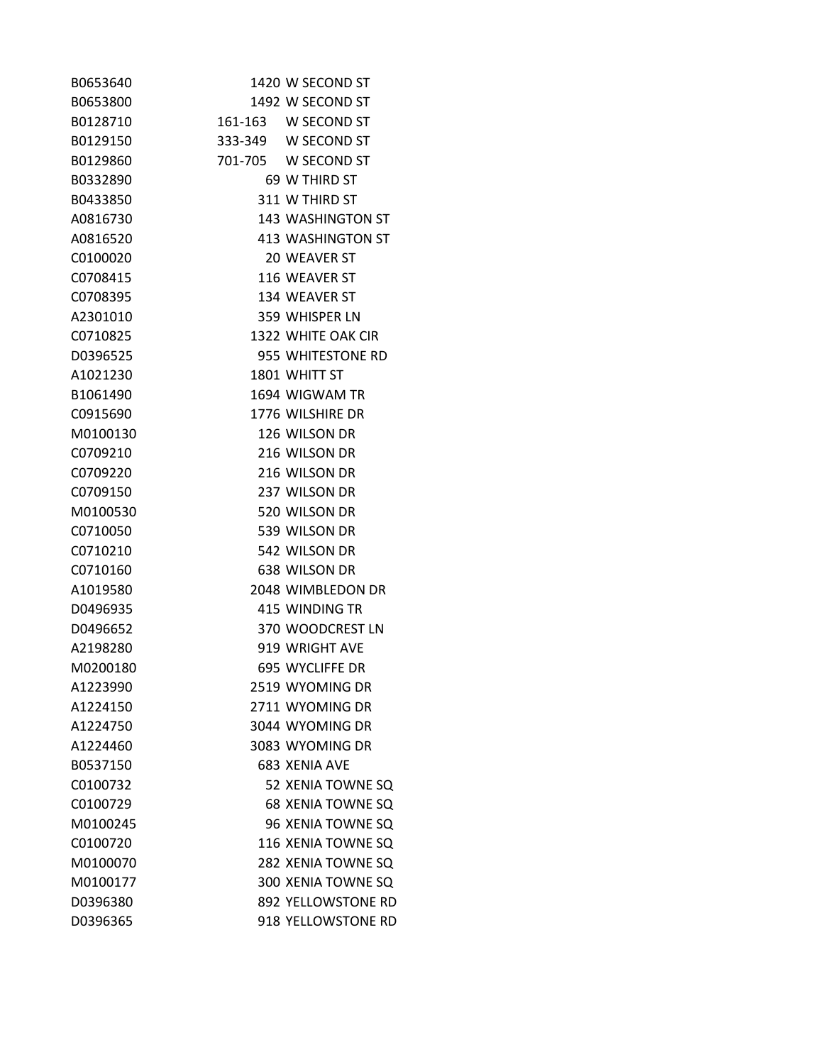| | | |
|---|---|---|
| B0653640 | 1420 | W SECOND ST |
| B0653800 | 1492 | W SECOND ST |
| B0128710 | 161-163 | W SECOND ST |
| B0129150 | 333-349 | W SECOND ST |
| B0129860 | 701-705 | W SECOND ST |
| B0332890 | 69 | W THIRD ST |
| B0433850 | 311 | W THIRD ST |
| A0816730 | 143 | WASHINGTON ST |
| A0816520 | 413 | WASHINGTON ST |
| C0100020 | 20 | WEAVER ST |
| C0708415 | 116 | WEAVER ST |
| C0708395 | 134 | WEAVER ST |
| A2301010 | 359 | WHISPER LN |
| C0710825 | 1322 | WHITE OAK CIR |
| D0396525 | 955 | WHITESTONE RD |
| A1021230 | 1801 | WHITT ST |
| B1061490 | 1694 | WIGWAM TR |
| C0915690 | 1776 | WILSHIRE DR |
| M0100130 | 126 | WILSON DR |
| C0709210 | 216 | WILSON DR |
| C0709220 | 216 | WILSON DR |
| C0709150 | 237 | WILSON DR |
| M0100530 | 520 | WILSON DR |
| C0710050 | 539 | WILSON DR |
| C0710210 | 542 | WILSON DR |
| C0710160 | 638 | WILSON DR |
| A1019580 | 2048 | WIMBLEDON DR |
| D0496935 | 415 | WINDING TR |
| D0496652 | 370 | WOODCREST LN |
| A2198280 | 919 | WRIGHT AVE |
| M0200180 | 695 | WYCLIFFE DR |
| A1223990 | 2519 | WYOMING DR |
| A1224150 | 2711 | WYOMING DR |
| A1224750 | 3044 | WYOMING DR |
| A1224460 | 3083 | WYOMING DR |
| B0537150 | 683 | XENIA AVE |
| C0100732 | 52 | XENIA TOWNE SQ |
| C0100729 | 68 | XENIA TOWNE SQ |
| M0100245 | 96 | XENIA TOWNE SQ |
| C0100720 | 116 | XENIA TOWNE SQ |
| M0100070 | 282 | XENIA TOWNE SQ |
| M0100177 | 300 | XENIA TOWNE SQ |
| D0396380 | 892 | YELLOWSTONE RD |
| D0396365 | 918 | YELLOWSTONE RD |